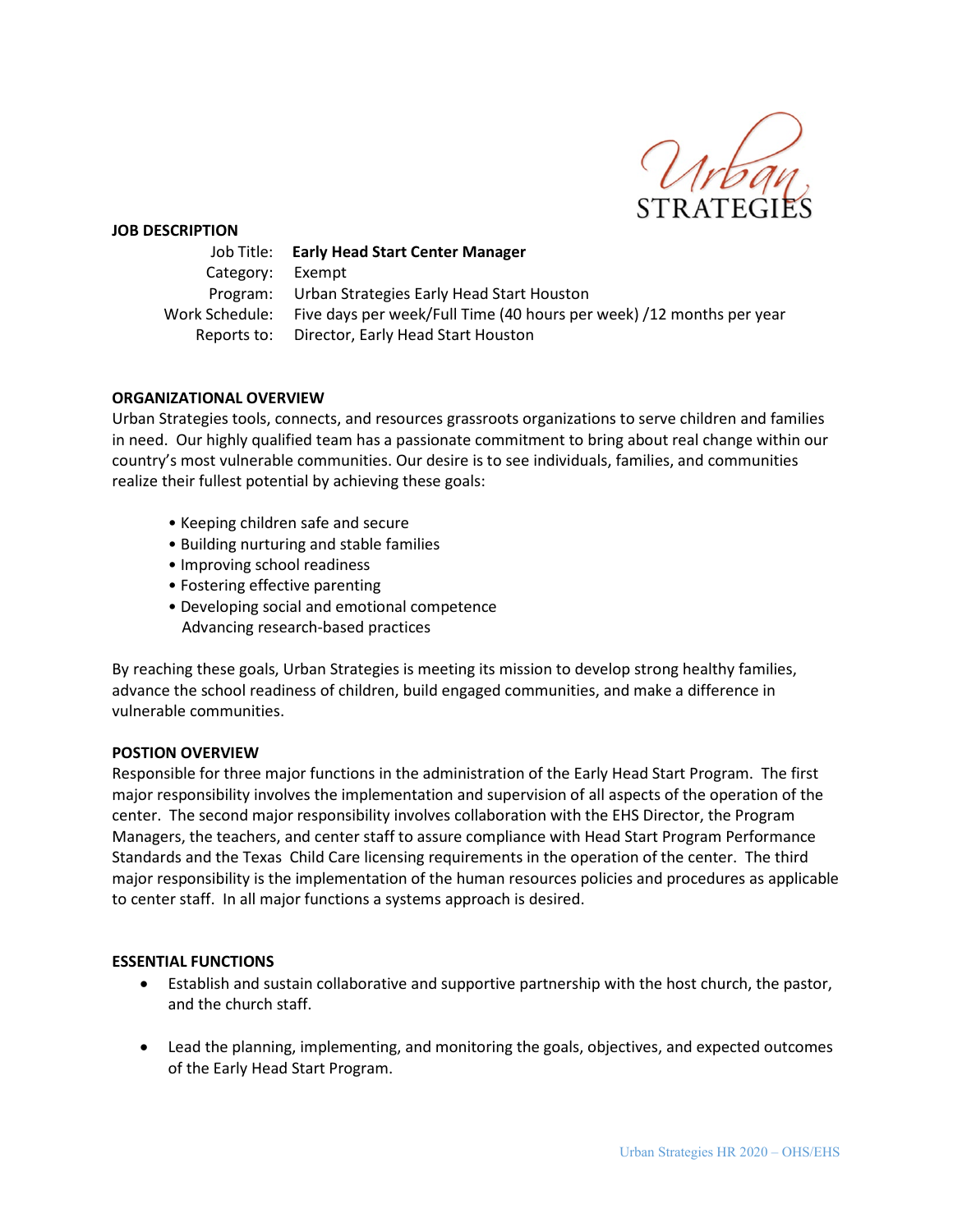Urban STRATEGIES

**JOB DESCRIPTION**

Job Title: **Early Head Start Center Manager**
Category: Exempt
Program: Urban Strategies Early Head Start Houston
Work Schedule: Five days per week/Full Time (40 hours per week) /12 months per year
Reports to: Director, Early Head Start Houston

**ORGANIZATIONAL OVERVIEW**

Urban Strategies tools, connects, and resources grassroots organizations to serve children and families in need. Our highly qualified team has a passionate commitment to bring about real change within our country's most vulnerable communities. Our desire is to see individuals, families, and communities realize their fullest potential by achieving these goals:

• Keeping children safe and secure
• Building nurturing and stable families
• Improving school readiness
• Fostering effective parenting
• Developing social and emotional competence
Advancing research-based practices

By reaching these goals, Urban Strategies is meeting its mission to develop strong healthy families, advance the school readiness of children, build engaged communities, and make a difference in vulnerable communities.

**POSTION OVERVIEW**

Responsible for three major functions in the administration of the Early Head Start Program. The first major responsibility involves the implementation and supervision of all aspects of the operation of the center. The second major responsibility involves collaboration with the EHS Director, the Program Managers, the teachers, and center staff to assure compliance with Head Start Program Performance Standards and the Texas Child Care licensing requirements in the operation of the center. The third major responsibility is the implementation of the human resources policies and procedures as applicable to center staff. In all major functions a systems approach is desired.

**ESSENTIAL FUNCTIONS**

- Establish and sustain collaborative and supportive partnership with the host church, the pastor, and the church staff.
- Lead the planning, implementing, and monitoring the goals, objectives, and expected outcomes of the Early Head Start Program.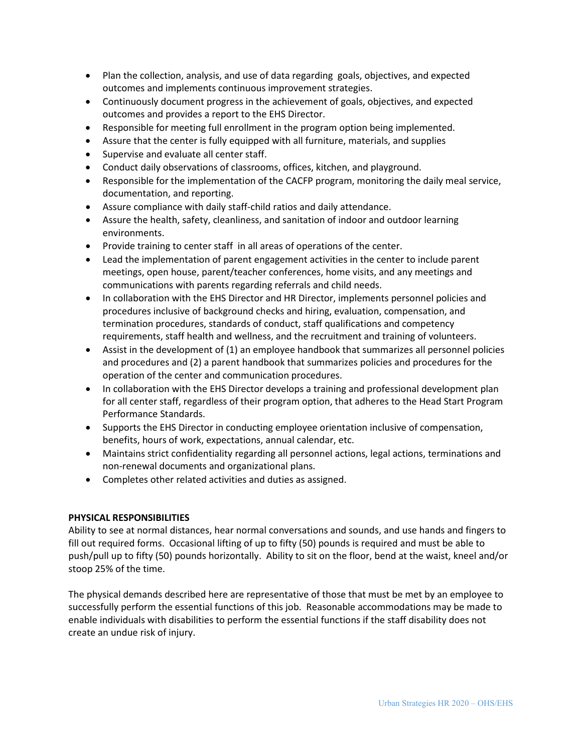- Plan the collection, analysis, and use of data regarding goals, objectives, and expected outcomes and implements continuous improvement strategies.
- Continuously document progress in the achievement of goals, objectives, and expected outcomes and provides a report to the EHS Director.
- Responsible for meeting full enrollment in the program option being implemented.
- Assure that the center is fully equipped with all furniture, materials, and supplies
- Supervise and evaluate all center staff.
- Conduct daily observations of classrooms, offices, kitchen, and playground.
- Responsible for the implementation of the CACFP program, monitoring the daily meal service, documentation, and reporting.
- Assure compliance with daily staff-child ratios and daily attendance.
- Assure the health, safety, cleanliness, and sanitation of indoor and outdoor learning environments.
- Provide training to center staff in all areas of operations of the center.
- Lead the implementation of parent engagement activities in the center to include parent meetings, open house, parent/teacher conferences, home visits, and any meetings and communications with parents regarding referrals and child needs.
- In collaboration with the EHS Director and HR Director, implements personnel policies and procedures inclusive of background checks and hiring, evaluation, compensation, and termination procedures, standards of conduct, staff qualifications and competency requirements, staff health and wellness, and the recruitment and training of volunteers.
- Assist in the development of (1) an employee handbook that summarizes all personnel policies and procedures and (2) a parent handbook that summarizes policies and procedures for the operation of the center and communication procedures.
- In collaboration with the EHS Director develops a training and professional development plan for all center staff, regardless of their program option, that adheres to the Head Start Program Performance Standards.
- Supports the EHS Director in conducting employee orientation inclusive of compensation, benefits, hours of work, expectations, annual calendar, etc.
- Maintains strict confidentiality regarding all personnel actions, legal actions, terminations and non-renewal documents and organizational plans.
- Completes other related activities and duties as assigned.

**PHYSICAL RESPONSIBILITIES**

Ability to see at normal distances, hear normal conversations and sounds, and use hands and fingers to fill out required forms. Occasional lifting of up to fifty (50) pounds is required and must be able to push/pull up to fifty (50) pounds horizontally. Ability to sit on the floor, bend at the waist, kneel and/or stoop 25% of the time.

The physical demands described here are representative of those that must be met by an employee to successfully perform the essential functions of this job. Reasonable accommodations may be made to enable individuals with disabilities to perform the essential functions if the staff disability does not create an undue risk of injury.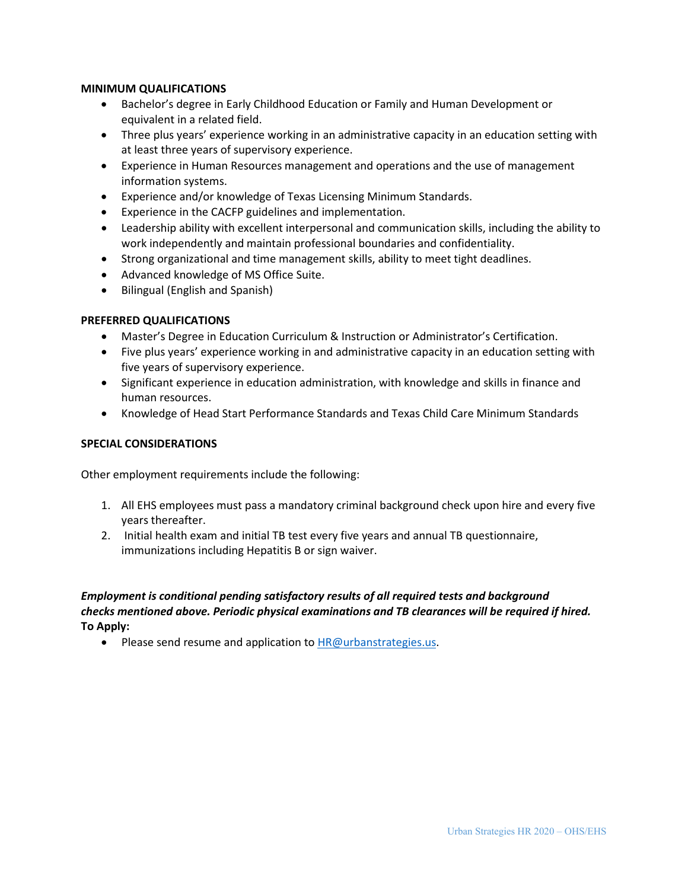**MINIMUM QUALIFICATIONS**

- Bachelor's degree in Early Childhood Education or Family and Human Development or equivalent in a related field.
- Three plus years' experience working in an administrative capacity in an education setting with at least three years of supervisory experience.
- Experience in Human Resources management and operations and the use of management information systems.
- Experience and/or knowledge of Texas Licensing Minimum Standards.
- Experience in the CACFP guidelines and implementation.
- Leadership ability with excellent interpersonal and communication skills, including the ability to work independently and maintain professional boundaries and confidentiality.
- Strong organizational and time management skills, ability to meet tight deadlines.
- Advanced knowledge of MS Office Suite.
- Bilingual (English and Spanish)

**PREFERRED QUALIFICATIONS**

- Master's Degree in Education Curriculum & Instruction or Administrator's Certification.
- Five plus years' experience working in and administrative capacity in an education setting with five years of supervisory experience.
- Significant experience in education administration, with knowledge and skills in finance and human resources.
- Knowledge of Head Start Performance Standards and Texas Child Care Minimum Standards

**SPECIAL CONSIDERATIONS**

Other employment requirements include the following:

1. All EHS employees must pass a mandatory criminal background check upon hire and every five years thereafter.
2. Initial health exam and initial TB test every five years and annual TB questionnaire, immunizations including Hepatitis B or sign waiver.

***Employment is conditional pending satisfactory results of all required tests and background checks mentioned above. Periodic physical examinations and TB clearances will be required if hired.***

**To Apply:**

- Please send resume and application to HR@urbanstrategies.us.